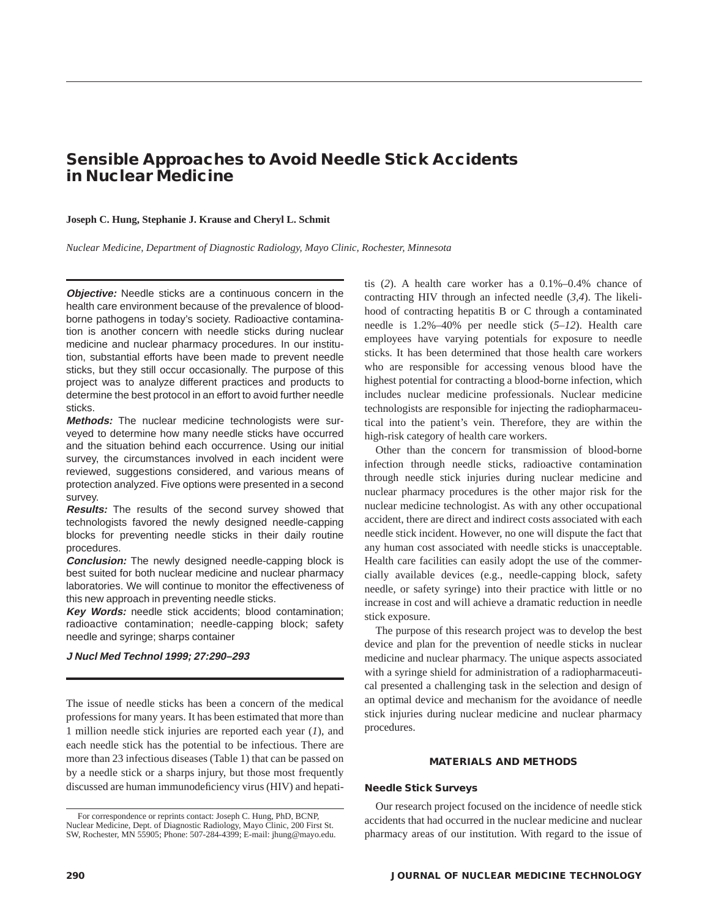# Sensible Approaches to Avoid Needle Stick Accidents in Nuclear Medicine

**Joseph C. Hung, Stephanie J. Krause and Cheryl L. Schmit**

*Nuclear Medicine, Department of Diagnostic Radiology, Mayo Clinic, Rochester, Minnesota*

***Objective:*** Needle sticks are a continuous concern in the health care environment because of the prevalence of blood-borne pathogens in today's society. Radioactive contamination is another concern with needle sticks during nuclear medicine and nuclear pharmacy procedures. In our institution, substantial efforts have been made to prevent needle sticks, but they still occur occasionally. The purpose of this project was to analyze different practices and products to determine the best protocol in an effort to avoid further needle sticks.

***Methods:*** The nuclear medicine technologists were surveyed to determine how many needle sticks have occurred and the situation behind each occurrence. Using our initial survey, the circumstances involved in each incident were reviewed, suggestions considered, and various means of protection analyzed. Five options were presented in a second survey.

***Results:*** The results of the second survey showed that technologists favored the newly designed needle-capping blocks for preventing needle sticks in their daily routine procedures.

***Conclusion:*** The newly designed needle-capping block is best suited for both nuclear medicine and nuclear pharmacy laboratories. We will continue to monitor the effectiveness of this new approach in preventing needle sticks.

***Key Words:*** needle stick accidents; blood contamination; radioactive contamination; needle-capping block; safety needle and syringe; sharps container

***J Nucl Med Technol 1999; 27:290–293***

The issue of needle sticks has been a concern of the medical professions for many years. It has been estimated that more than 1 million needle stick injuries are reported each year (*1*), and each needle stick has the potential to be infectious. There are more than 23 infectious diseases (Table 1) that can be passed on by a needle stick or a sharps injury, but those most frequently discussed are human immunodeficiency virus (HIV) and hepatitis (*2*). A health care worker has a 0.1%–0.4% chance of contracting HIV through an infected needle (*3,4*). The likelihood of contracting hepatitis B or C through a contaminated needle is 1.2%–40% per needle stick (*5–12*). Health care employees have varying potentials for exposure to needle sticks. It has been determined that those health care workers who are responsible for accessing venous blood have the highest potential for contracting a blood-borne infection, which includes nuclear medicine professionals. Nuclear medicine technologists are responsible for injecting the radiopharmaceutical into the patient's vein. Therefore, they are within the high-risk category of health care workers.

Other than the concern for transmission of blood-borne infection through needle sticks, radioactive contamination through needle stick injuries during nuclear medicine and nuclear pharmacy procedures is the other major risk for the nuclear medicine technologist. As with any other occupational accident, there are direct and indirect costs associated with each needle stick incident. However, no one will dispute the fact that any human cost associated with needle sticks is unacceptable. Health care facilities can easily adopt the use of the commercially available devices (e.g., needle-capping block, safety needle, or safety syringe) into their practice with little or no increase in cost and will achieve a dramatic reduction in needle stick exposure.

The purpose of this research project was to develop the best device and plan for the prevention of needle sticks in nuclear medicine and nuclear pharmacy. The unique aspects associated with a syringe shield for administration of a radiopharmaceutical presented a challenging task in the selection and design of an optimal device and mechanism for the avoidance of needle stick injuries during nuclear medicine and nuclear pharmacy procedures.

## MATERIALS AND METHODS

### Needle Stick Surveys

Our research project focused on the incidence of needle stick accidents that had occurred in the nuclear medicine and nuclear pharmacy areas of our institution. With regard to the issue of

For correspondence or reprints contact: Joseph C. Hung, PhD, BCNP, Nuclear Medicine, Dept. of Diagnostic Radiology, Mayo Clinic, 200 First St. SW, Rochester, MN 55905; Phone: 507-284-4399; E-mail: jhung@mayo.edu.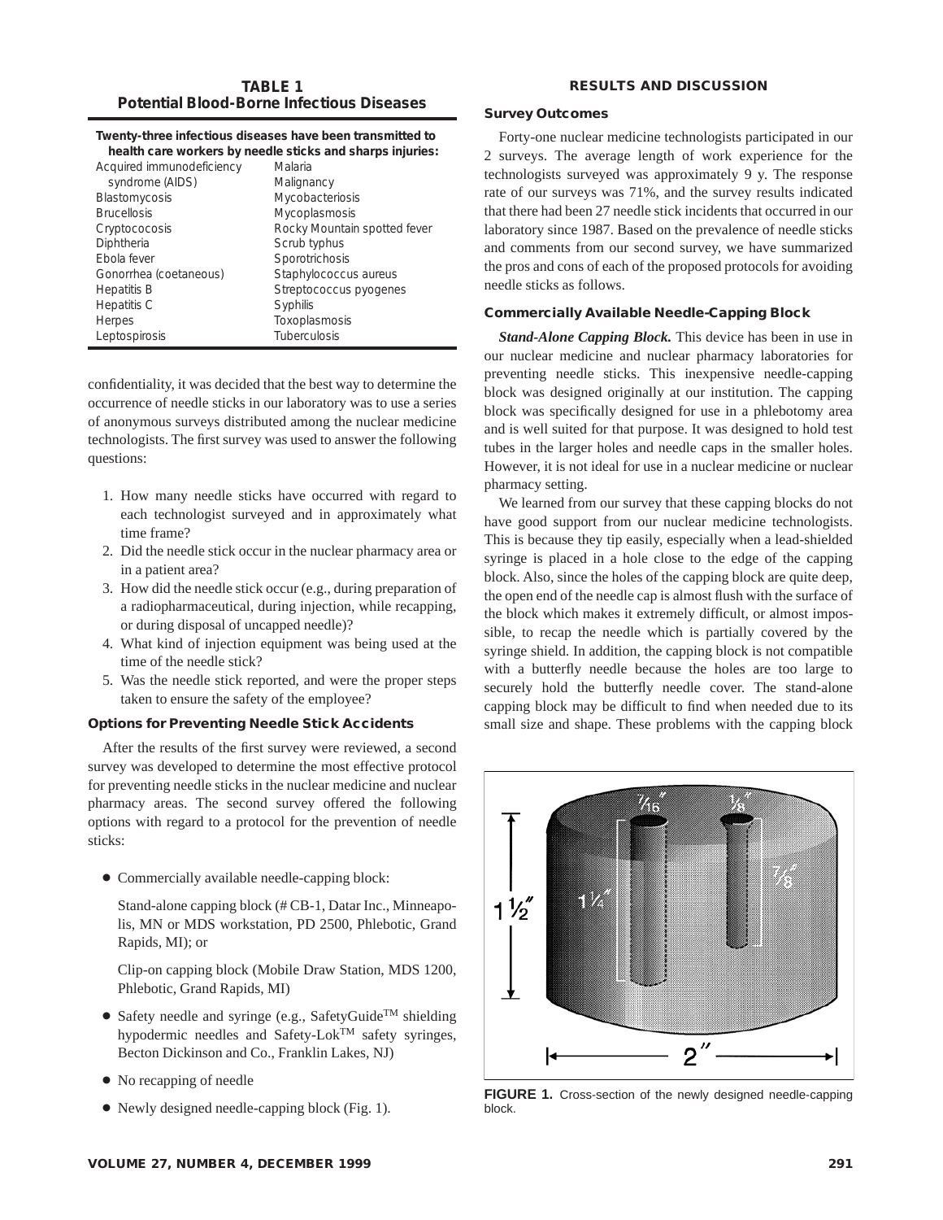**TABLE 1**
**Potential Blood-Borne Infectious Diseases**

| Twenty-three infectious diseases have been transmitted to health care workers by needle sticks and sharps injuries: | |
|---|---|
| Acquired immunodeficiency syndrome (AIDS) | Malaria |
| Blastomycosis | Malignancy |
| Brucellosis | Mycobacteriosis |
| Cryptococosis | Mycoplasmosis |
| Diphtheria | Rocky Mountain spotted fever |
| Ebola fever | Scrub typhus |
| Gonorrhea (coetaneous) | Sporotrichosis |
| Hepatitis B | Staphylococcus aureus |
| Hepatitis C | Streptococcus pyogenes |
| Herpes | Syphilis |
| Leptospirosis | Toxoplasmosis |
| | Tuberculosis |

confidentiality, it was decided that the best way to determine the occurrence of needle sticks in our laboratory was to use a series of anonymous surveys distributed among the nuclear medicine technologists. The first survey was used to answer the following questions:

1. How many needle sticks have occurred with regard to each technologist surveyed and in approximately what time frame?
2. Did the needle stick occur in the nuclear pharmacy area or in a patient area?
3. How did the needle stick occur (e.g., during preparation of a radiopharmaceutical, during injection, while recapping, or during disposal of uncapped needle)?
4. What kind of injection equipment was being used at the time of the needle stick?
5. Was the needle stick reported, and were the proper steps taken to ensure the safety of the employee?

### Options for Preventing Needle Stick Accidents

After the results of the first survey were reviewed, a second survey was developed to determine the most effective protocol for preventing needle sticks in the nuclear medicine and nuclear pharmacy areas. The second survey offered the following options with regard to a protocol for the prevention of needle sticks:

- Commercially available needle-capping block:

  Stand-alone capping block (# CB-1, Datar Inc., Minneapolis, MN or MDS workstation, PD 2500, Phlebotic, Grand Rapids, MI); or

  Clip-on capping block (Mobile Draw Station, MDS 1200, Phlebotic, Grand Rapids, MI)

- Safety needle and syringe (e.g., SafetyGuide™ shielding hypodermic needles and Safety-Lok™ safety syringes, Becton Dickinson and Co., Franklin Lakes, NJ)
- No recapping of needle
- Newly designed needle-capping block (Fig. 1).

## RESULTS AND DISCUSSION

### Survey Outcomes

Forty-one nuclear medicine technologists participated in our 2 surveys. The average length of work experience for the technologists surveyed was approximately 9 y. The response rate of our surveys was 71%, and the survey results indicated that there had been 27 needle stick incidents that occurred in our laboratory since 1987. Based on the prevalence of needle sticks and comments from our second survey, we have summarized the pros and cons of each of the proposed protocols for avoiding needle sticks as follows.

### Commercially Available Needle-Capping Block

***Stand-Alone Capping Block.*** This device has been in use in our nuclear medicine and nuclear pharmacy laboratories for preventing needle sticks. This inexpensive needle-capping block was designed originally at our institution. The capping block was specifically designed for use in a phlebotomy area and is well suited for that purpose. It was designed to hold test tubes in the larger holes and needle caps in the smaller holes. However, it is not ideal for use in a nuclear medicine or nuclear pharmacy setting.

We learned from our survey that these capping blocks do not have good support from our nuclear medicine technologists. This is because they tip easily, especially when a lead-shielded syringe is placed in a hole close to the edge of the capping block. Also, since the holes of the capping block are quite deep, the open end of the needle cap is almost flush with the surface of the block which makes it extremely difficult, or almost impossible, to recap the needle which is partially covered by the syringe shield. In addition, the capping block is not compatible with a butterfly needle because the holes are too large to securely hold the butterfly needle cover. The stand-alone capping block may be difficult to find when needed due to its small size and shape. These problems with the capping block

**FIGURE 1.** Cross-section of the newly designed needle-capping block.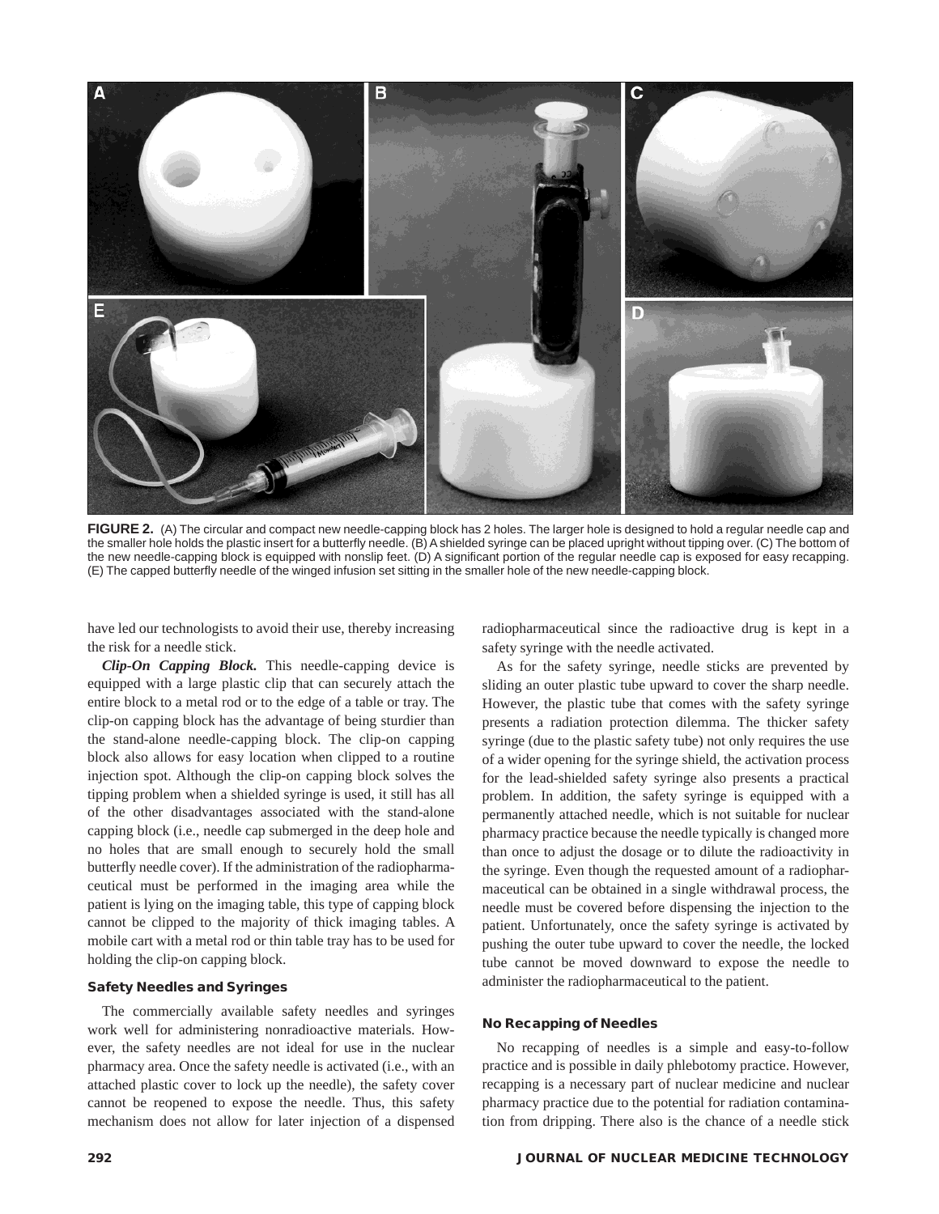**FIGURE 2.** (A) The circular and compact new needle-capping block has 2 holes. The larger hole is designed to hold a regular needle cap and the smaller hole holds the plastic insert for a butterfly needle. (B) A shielded syringe can be placed upright without tipping over. (C) The bottom of the new needle-capping block is equipped with nonslip feet. (D) A significant portion of the regular needle cap is exposed for easy recapping. (E) The capped butterfly needle of the winged infusion set sitting in the smaller hole of the new needle-capping block.

have led our technologists to avoid their use, thereby increasing the risk for a needle stick.

***Clip-On Capping Block.*** This needle-capping device is equipped with a large plastic clip that can securely attach the entire block to a metal rod or to the edge of a table or tray. The clip-on capping block has the advantage of being sturdier than the stand-alone needle-capping block. The clip-on capping block also allows for easy location when clipped to a routine injection spot. Although the clip-on capping block solves the tipping problem when a shielded syringe is used, it still has all of the other disadvantages associated with the stand-alone capping block (i.e., needle cap submerged in the deep hole and no holes that are small enough to securely hold the small butterfly needle cover). If the administration of the radiopharmaceutical must be performed in the imaging area while the patient is lying on the imaging table, this type of capping block cannot be clipped to the majority of thick imaging tables. A mobile cart with a metal rod or thin table tray has to be used for holding the clip-on capping block.

### Safety Needles and Syringes

The commercially available safety needles and syringes work well for administering nonradioactive materials. However, the safety needles are not ideal for use in the nuclear pharmacy area. Once the safety needle is activated (i.e., with an attached plastic cover to lock up the needle), the safety cover cannot be reopened to expose the needle. Thus, this safety mechanism does not allow for later injection of a dispensed radiopharmaceutical since the radioactive drug is kept in a safety syringe with the needle activated.

As for the safety syringe, needle sticks are prevented by sliding an outer plastic tube upward to cover the sharp needle. However, the plastic tube that comes with the safety syringe presents a radiation protection dilemma. The thicker safety syringe (due to the plastic safety tube) not only requires the use of a wider opening for the syringe shield, the activation process for the lead-shielded safety syringe also presents a practical problem. In addition, the safety syringe is equipped with a permanently attached needle, which is not suitable for nuclear pharmacy practice because the needle typically is changed more than once to adjust the dosage or to dilute the radioactivity in the syringe. Even though the requested amount of a radiopharmaceutical can be obtained in a single withdrawal process, the needle must be covered before dispensing the injection to the patient. Unfortunately, once the safety syringe is activated by pushing the outer tube upward to cover the needle, the locked tube cannot be moved downward to expose the needle to administer the radiopharmaceutical to the patient.

### No Recapping of Needles

No recapping of needles is a simple and easy-to-follow practice and is possible in daily phlebotomy practice. However, recapping is a necessary part of nuclear medicine and nuclear pharmacy practice due to the potential for radiation contamination from dripping. There also is the chance of a needle stick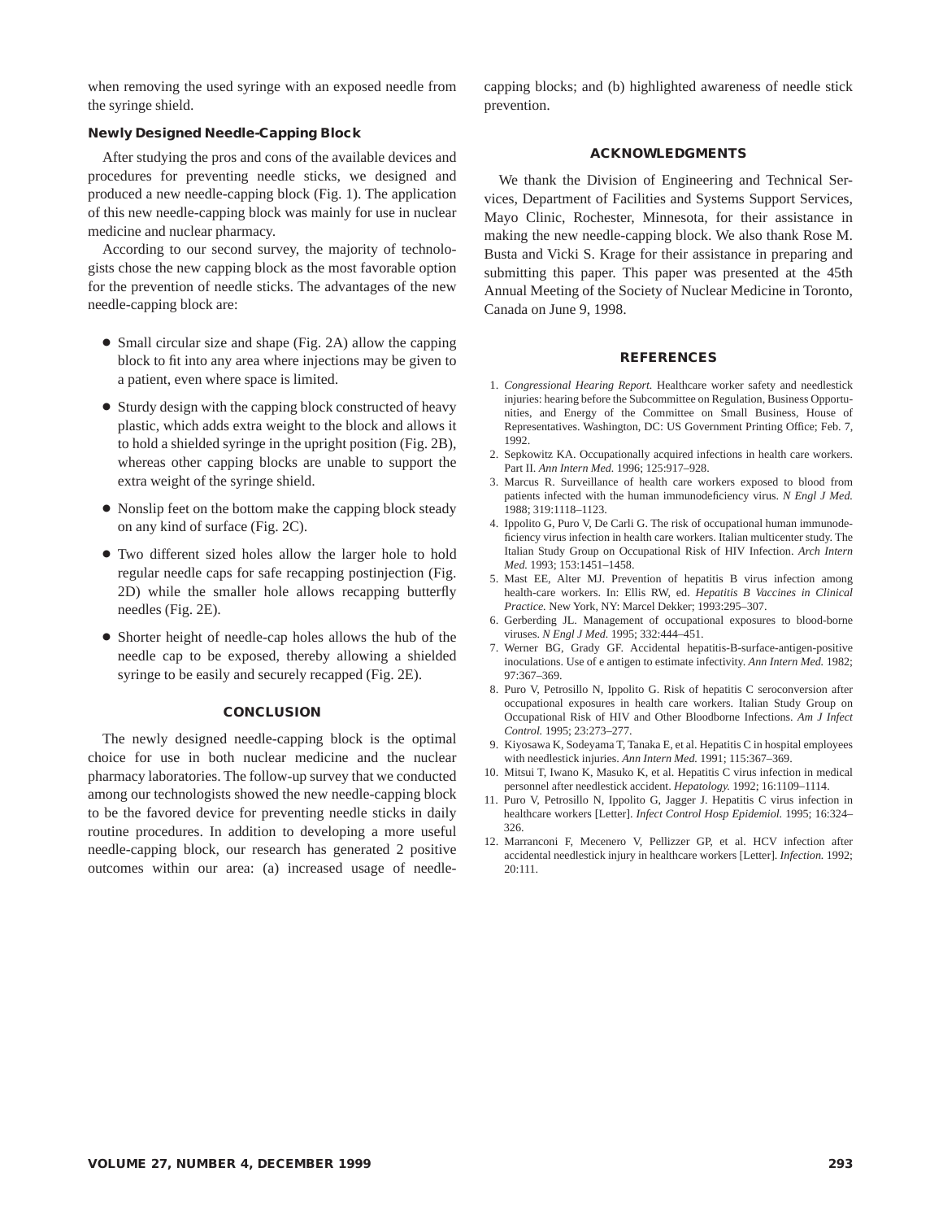when removing the used syringe with an exposed needle from the syringe shield.

### Newly Designed Needle-Capping Block

After studying the pros and cons of the available devices and procedures for preventing needle sticks, we designed and produced a new needle-capping block (Fig. 1). The application of this new needle-capping block was mainly for use in nuclear medicine and nuclear pharmacy.

According to our second survey, the majority of technologists chose the new capping block as the most favorable option for the prevention of needle sticks. The advantages of the new needle-capping block are:

- Small circular size and shape (Fig. 2A) allow the capping block to fit into any area where injections may be given to a patient, even where space is limited.
- Sturdy design with the capping block constructed of heavy plastic, which adds extra weight to the block and allows it to hold a shielded syringe in the upright position (Fig. 2B), whereas other capping blocks are unable to support the extra weight of the syringe shield.
- Nonslip feet on the bottom make the capping block steady on any kind of surface (Fig. 2C).
- Two different sized holes allow the larger hole to hold regular needle caps for safe recapping postinjection (Fig. 2D) while the smaller hole allows recapping butterfly needles (Fig. 2E).
- Shorter height of needle-cap holes allows the hub of the needle cap to be exposed, thereby allowing a shielded syringe to be easily and securely recapped (Fig. 2E).

## CONCLUSION

The newly designed needle-capping block is the optimal choice for use in both nuclear medicine and the nuclear pharmacy laboratories. The follow-up survey that we conducted among our technologists showed the new needle-capping block to be the favored device for preventing needle sticks in daily routine procedures. In addition to developing a more useful needle-capping block, our research has generated 2 positive outcomes within our area: (a) increased usage of needle-capping blocks; and (b) highlighted awareness of needle stick prevention.

## ACKNOWLEDGMENTS

We thank the Division of Engineering and Technical Services, Department of Facilities and Systems Support Services, Mayo Clinic, Rochester, Minnesota, for their assistance in making the new needle-capping block. We also thank Rose M. Busta and Vicki S. Krage for their assistance in preparing and submitting this paper. This paper was presented at the 45th Annual Meeting of the Society of Nuclear Medicine in Toronto, Canada on June 9, 1998.

## REFERENCES

1. *Congressional Hearing Report.* Healthcare worker safety and needlestick injuries: hearing before the Subcommittee on Regulation, Business Opportunities, and Energy of the Committee on Small Business, House of Representatives. Washington, DC: US Government Printing Office; Feb. 7, 1992.
2. Sepkowitz KA. Occupationally acquired infections in health care workers. Part II. *Ann Intern Med.* 1996; 125:917–928.
3. Marcus R. Surveillance of health care workers exposed to blood from patients infected with the human immunodeficiency virus. *N Engl J Med.* 1988; 319:1118–1123.
4. Ippolito G, Puro V, De Carli G. The risk of occupational human immunodeficiency virus infection in health care workers. Italian multicenter study. The Italian Study Group on Occupational Risk of HIV Infection. *Arch Intern Med.* 1993; 153:1451–1458.
5. Mast EE, Alter MJ. Prevention of hepatitis B virus infection among health-care workers. In: Ellis RW, ed. *Hepatitis B Vaccines in Clinical Practice.* New York, NY: Marcel Dekker; 1993:295–307.
6. Gerberding JL. Management of occupational exposures to blood-borne viruses. *N Engl J Med.* 1995; 332:444–451.
7. Werner BG, Grady GF. Accidental hepatitis-B-surface-antigen-positive inoculations. Use of e antigen to estimate infectivity. *Ann Intern Med.* 1982; 97:367–369.
8. Puro V, Petrosillo N, Ippolito G. Risk of hepatitis C seroconversion after occupational exposures in health care workers. Italian Study Group on Occupational Risk of HIV and Other Bloodborne Infections. *Am J Infect Control.* 1995; 23:273–277.
9. Kiyosawa K, Sodeyama T, Tanaka E, et al. Hepatitis C in hospital employees with needlestick injuries. *Ann Intern Med.* 1991; 115:367–369.
10. Mitsui T, Iwano K, Masuko K, et al. Hepatitis C virus infection in medical personnel after needlestick accident. *Hepatology.* 1992; 16:1109–1114.
11. Puro V, Petrosillo N, Ippolito G, Jagger J. Hepatitis C virus infection in healthcare workers [Letter]. *Infect Control Hosp Epidemiol.* 1995; 16:324–326.
12. Marranconi F, Mecenero V, Pellizzer GP, et al. HCV infection after accidental needlestick injury in healthcare workers [Letter]. *Infection.* 1992; 20:111.